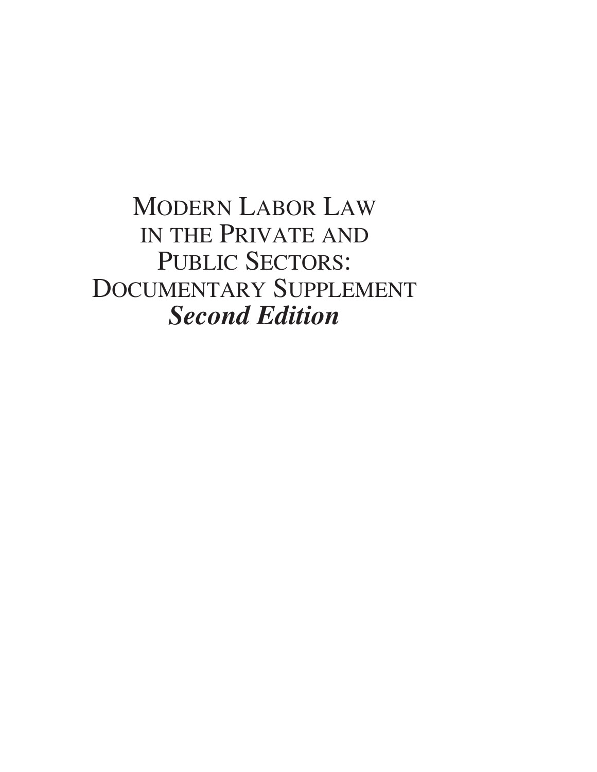# MODERN LABOR LAW IN THE PRIVATE AND PUBLIC SECTORS: DOCUMENTARY SUPPLEMENT

***Second Edition***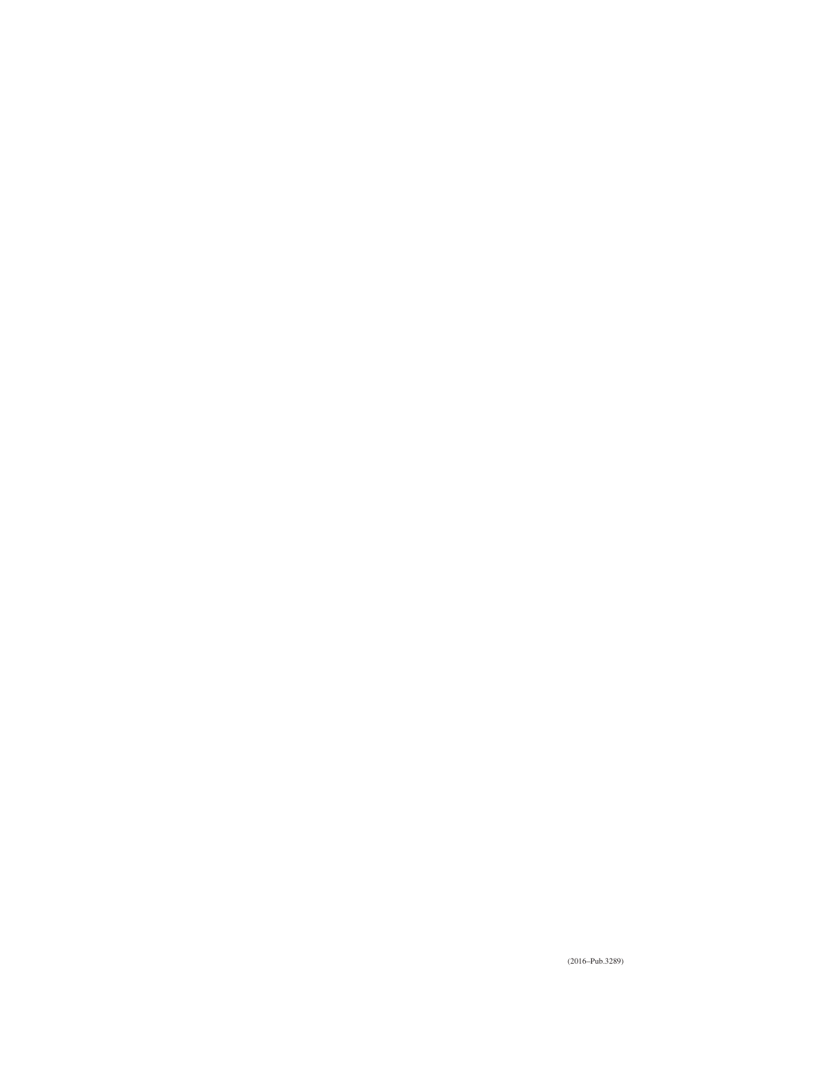(2016–Pub.3289)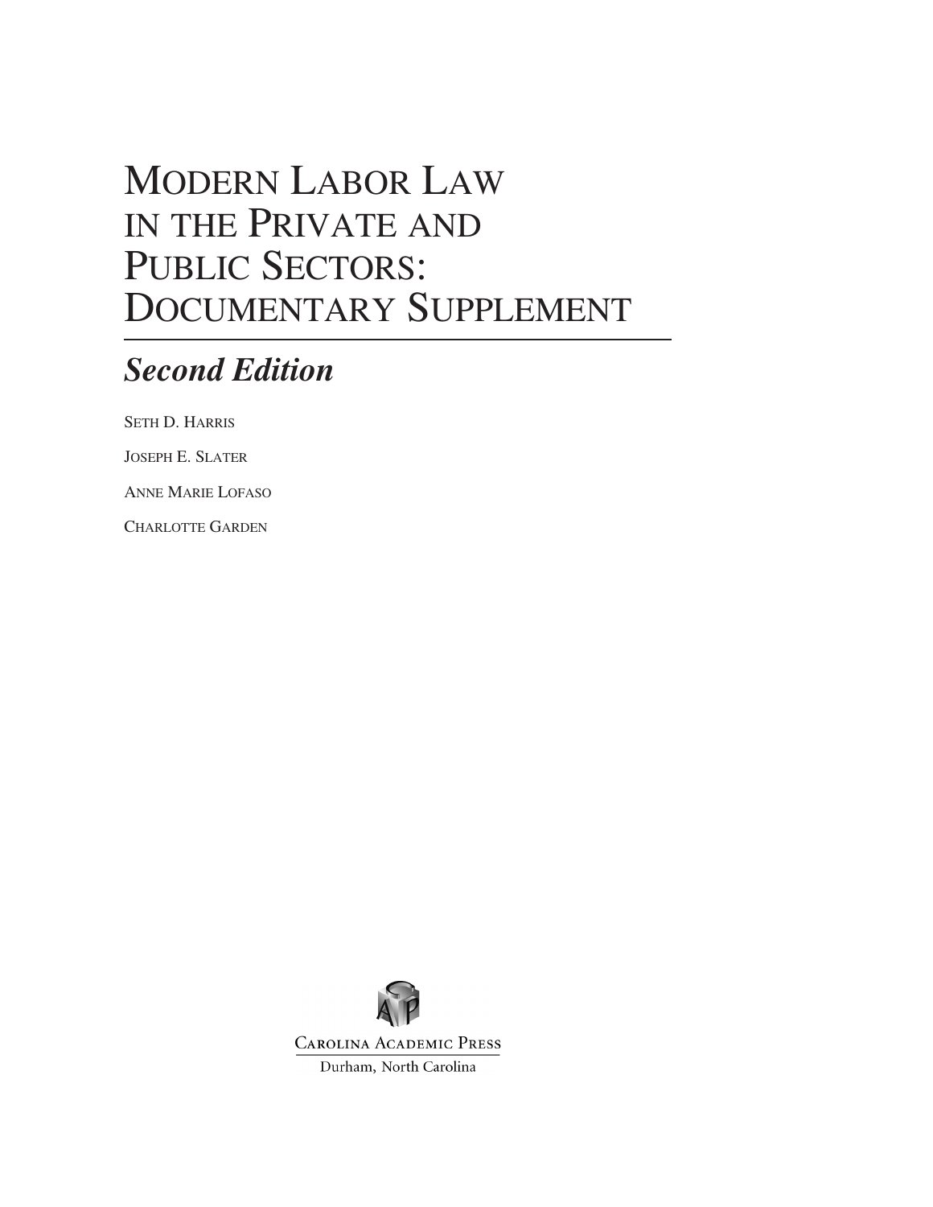# Modern Labor Law in the Private and Public Sectors: Documentary Supplement

## *Second Edition*

Seth D. Harris

Joseph E. Slater

Anne Marie Lofaso

Charlotte Garden

Carolina Academic Press

Durham, North Carolina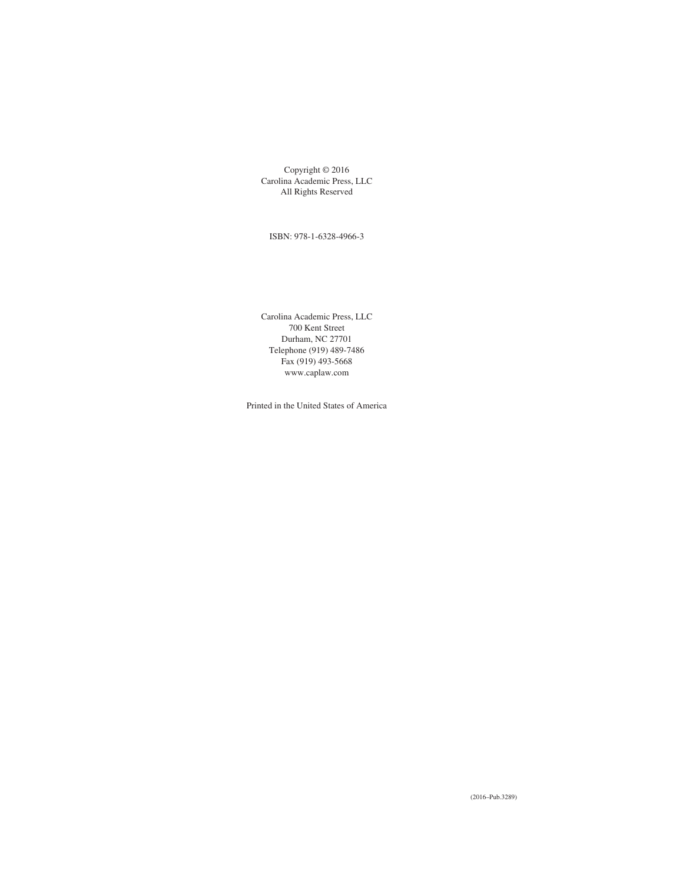Copyright © 2016
Carolina Academic Press, LLC
All Rights Reserved

ISBN: 978-1-6328-4966-3

Carolina Academic Press, LLC
700 Kent Street
Durham, NC 27701
Telephone (919) 489-7486
Fax (919) 493-5668
www.caplaw.com

Printed in the United States of America

(2016–Pub.3289)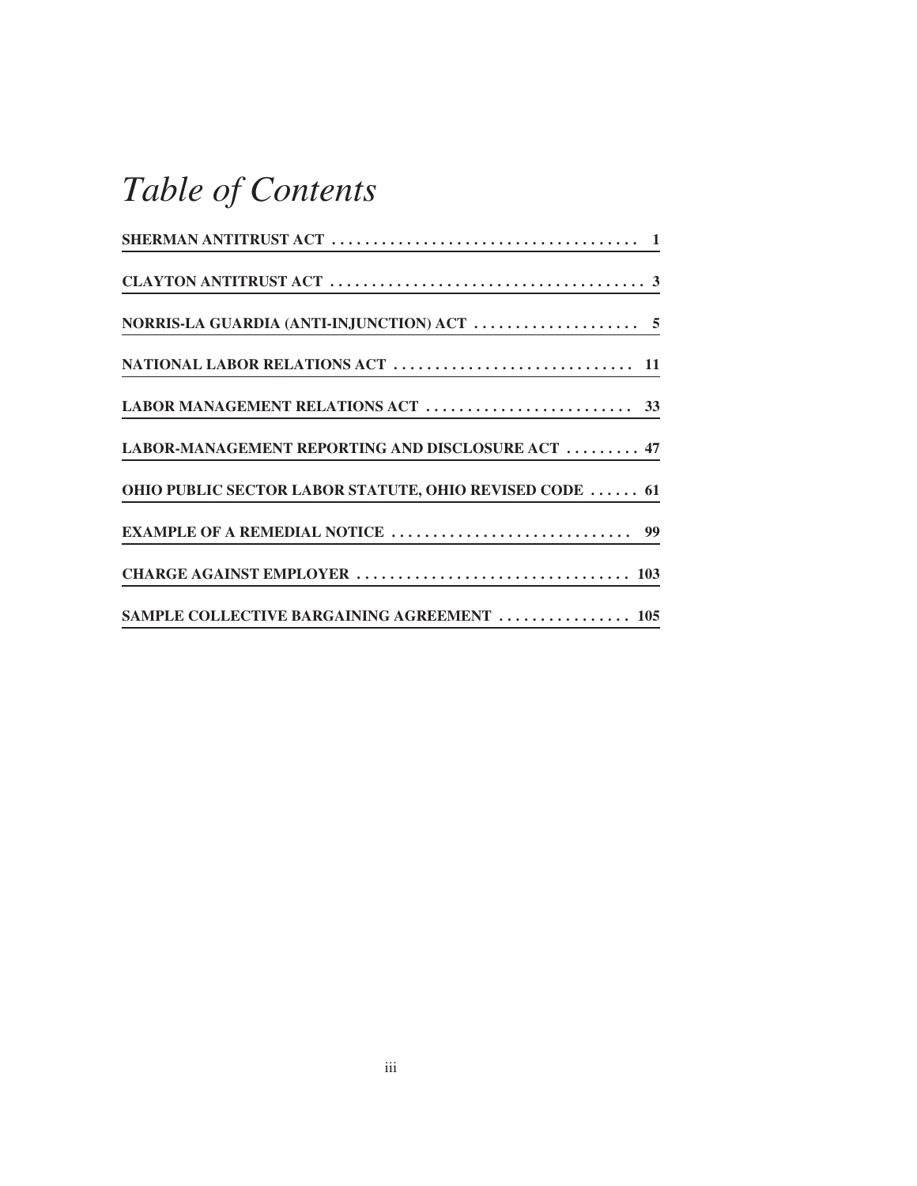# *Table of Contents*

**SHERMAN ANTITRUST ACT . . . . . . . . . . . . . . . . . . . . . . . . . . . . . . . . . . . . . 1**

**CLAYTON ANTITRUST ACT . . . . . . . . . . . . . . . . . . . . . . . . . . . . . . . . . . . . . . 3**

**NORRIS-LA GUARDIA (ANTI-INJUNCTION) ACT . . . . . . . . . . . . . . . . . . . . 5**

**NATIONAL LABOR RELATIONS ACT . . . . . . . . . . . . . . . . . . . . . . . . . . . . 11**

**LABOR MANAGEMENT RELATIONS ACT . . . . . . . . . . . . . . . . . . . . . . . . . 33**

**LABOR-MANAGEMENT REPORTING AND DISCLOSURE ACT . . . . . . . . . 47**

**OHIO PUBLIC SECTOR LABOR STATUTE, OHIO REVISED CODE . . . . . . 61**

**EXAMPLE OF A REMEDIAL NOTICE . . . . . . . . . . . . . . . . . . . . . . . . . . . . 99**

**CHARGE AGAINST EMPLOYER . . . . . . . . . . . . . . . . . . . . . . . . . . . . . . . . . 103**

**SAMPLE COLLECTIVE BARGAINING AGREEMENT . . . . . . . . . . . . . . . . 105**